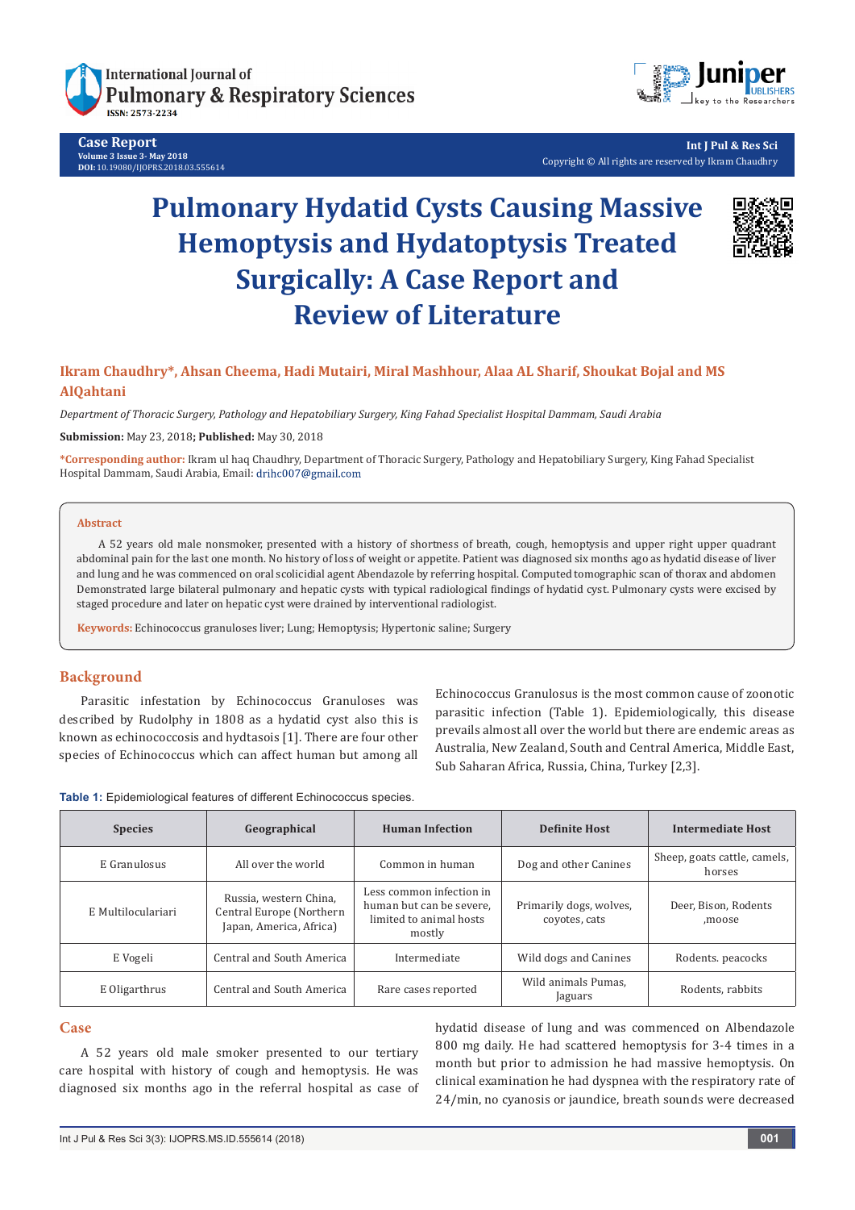# Pulmonary Hydatid Cysts Causing Massive Hemoptysis and Hydatoptysis Treated Surgically: A Case Report and Review of Literature

**Ikram Chaudhry*, Ahsan Cheema, Hadi Mutairi, Miral Mashhour, Alaa AL Sharif, Shoukat Bojal and MS AlQahtani**

*Department of Thoracic Surgery, Pathology and Hepatobiliary Surgery, King Fahad Specialist Hospital Dammam, Saudi Arabia*

**Submission:** May 23, 2018**; Published:** May 30, 2018

**\*Corresponding author:** Ikram ul haq Chaudhry, Department of Thoracic Surgery, Pathology and Hepatobiliary Surgery, King Fahad Specialist Hospital Dammam, Saudi Arabia, Email: drihc007@gmail.com

## Abstract

A 52 years old male nonsmoker, presented with a history of shortness of breath, cough, hemoptysis and upper right upper quadrant abdominal pain for the last one month. No history of loss of weight or appetite. Patient was diagnosed six months ago as hydatid disease of liver and lung and he was commenced on oral scolicidial agent Abendazole by referring hospital. Computed tomographic scan of thorax and abdomen Demonstrated large bilateral pulmonary and hepatic cysts with typical radiological findings of hydatid cyst. Pulmonary cysts were excised by staged procedure and later on hepatic cyst were drained by interventional radiologist.

**Keywords:** Echinococcus granuloses liver; Lung; Hemoptysis; Hypertonic saline; Surgery

## Background

Parasitic infestation by Echinococcus Granuloses was described by Rudolphy in 1808 as a hydatid cyst also this is known as echinococcosis and hydtasois [1]. There are four other species of Echinococcus which can affect human but among all Echinococcus Granulosus is the most common cause of zoonotic parasitic infection (Table 1). Epidemiologically, this disease prevails almost all over the world but there are endemic areas as Australia, New Zealand, South and Central America, Middle East, Sub Saharan Africa, Russia, China, Turkey [2,3].

**Table 1:** Epidemiological features of different Echinococcus species.

| Species | Geographical | Human Infection | Definite Host | Intermediate Host |
|---|---|---|---|---|
| E Granulosus | All over the world | Common in human | Dog and other Canines | Sheep, goats cattle, camels, horses |
| E Multilocculariari | Russia, western China, Central Europe (Northern Japan, America, Africa) | Less common infection in human but can be severe, limited to animal hosts mostly | Primarily dogs, wolves, coyotes, cats | Deer, Bison, Rodents ,moose |
| E Vogeli | Central and South America | Intermediate | Wild dogs and Canines | Rodents. peacocks |
| E Oligarthrus | Central and South America | Rare cases reported | Wild animals Pumas, Jaguars | Rodents, rabbits |

## Case

A 52 years old male smoker presented to our tertiary care hospital with history of cough and hemoptysis. He was diagnosed six months ago in the referral hospital as case of hydatid disease of lung and was commenced on Albendazole 800 mg daily. He had scattered hemoptysis for 3-4 times in a month but prior to admission he had massive hemoptysis. On clinical examination he had dyspnea with the respiratory rate of 24/min, no cyanosis or jaundice, breath sounds were decreased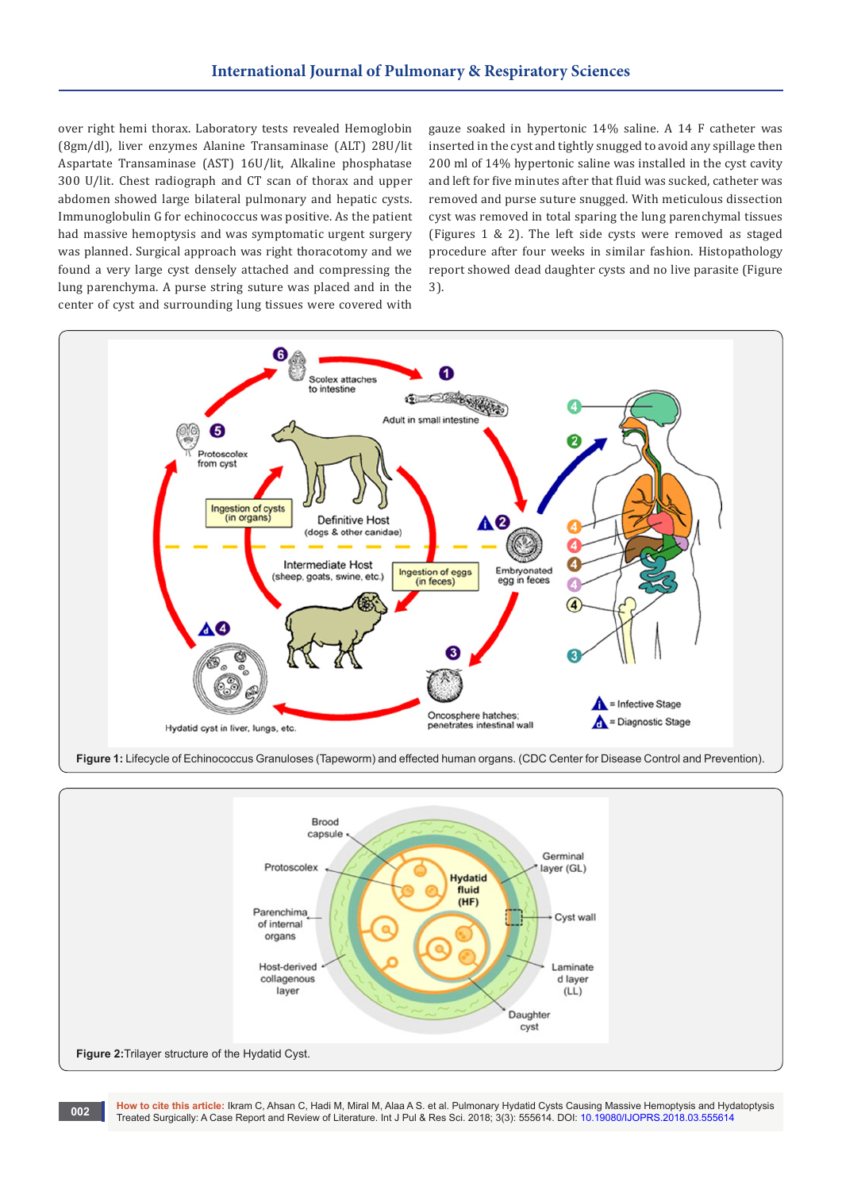over right hemi thorax. Laboratory tests revealed Hemoglobin (8gm/dl), liver enzymes Alanine Transaminase (ALT) 28U/lit Aspartate Transaminase (AST) 16U/lit, Alkaline phosphatase 300 U/lit. Chest radiograph and CT scan of thorax and upper abdomen showed large bilateral pulmonary and hepatic cysts. Immunoglobulin G for echinococcus was positive. As the patient had massive hemoptysis and was symptomatic urgent surgery was planned. Surgical approach was right thoracotomy and we found a very large cyst densely attached and compressing the lung parenchyma. A purse string suture was placed and in the center of cyst and surrounding lung tissues were covered with gauze soaked in hypertonic 14% saline. A 14 F catheter was inserted in the cyst and tightly snugged to avoid any spillage then 200 ml of 14% hypertonic saline was installed in the cyst cavity and left for five minutes after that fluid was sucked, catheter was removed and purse suture snugged. With meticulous dissection cyst was removed in total sparing the lung parenchymal tissues (Figures 1 & 2). The left side cysts were removed as staged procedure after four weeks in similar fashion. Histopathology report showed dead daughter cysts and no live parasite (Figure 3).

**Figure 1:** Lifecycle of Echinococcus Granuloses (Tapeworm) and effected human organs. (CDC Center for Disease Control and Prevention).

**Figure 2:** Trilayer structure of the Hydatid Cyst.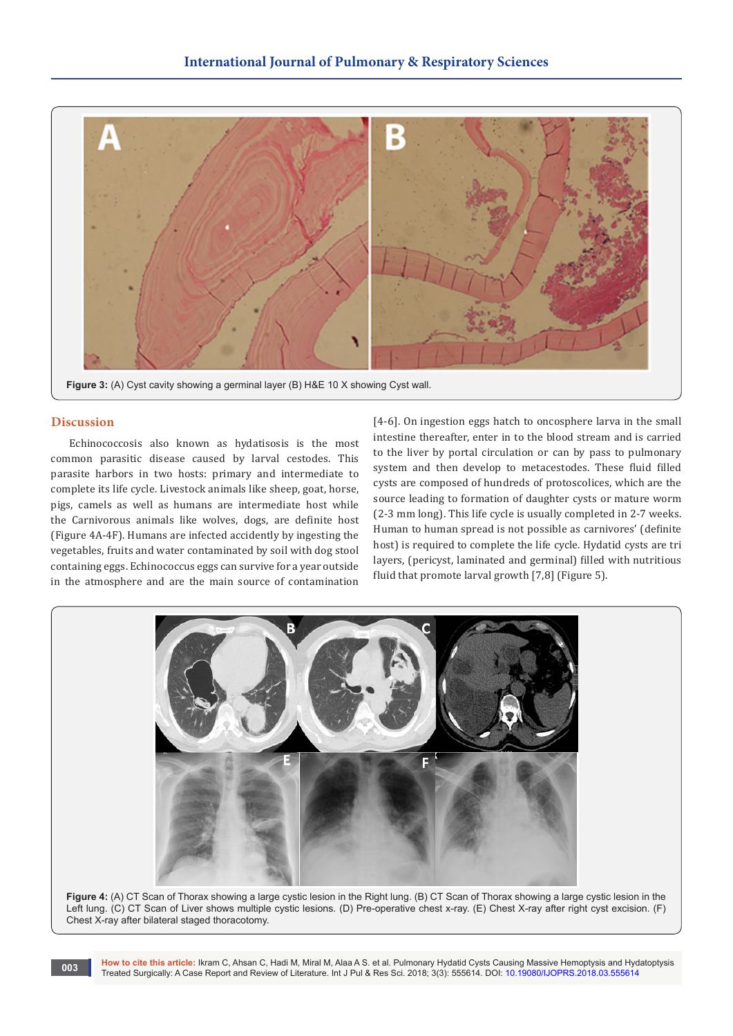Figure 3: (A) Cyst cavity showing a germinal layer (B) H&E 10 X showing Cyst wall.

## Discussion

Echinococcosis also known as hydatisosis is the most common parasitic disease caused by larval cestodes. This parasite harbors in two hosts: primary and intermediate to complete its life cycle. Livestock animals like sheep, goat, horse, pigs, camels as well as humans are intermediate host while the Carnivorous animals like wolves, dogs, are definite host (Figure 4A-4F). Humans are infected accidently by ingesting the vegetables, fruits and water contaminated by soil with dog stool containing eggs. Echinococcus eggs can survive for a year outside in the atmosphere and are the main source of contamination [4-6]. On ingestion eggs hatch to oncosphere larva in the small intestine thereafter, enter in to the blood stream and is carried to the liver by portal circulation or can by pass to pulmonary system and then develop to metacestodes. These fluid filled cysts are composed of hundreds of protoscolices, which are the source leading to formation of daughter cysts or mature worm (2-3 mm long). This life cycle is usually completed in 2-7 weeks. Human to human spread is not possible as carnivores' (definite host) is required to complete the life cycle. Hydatid cysts are tri layers, (pericyst, laminated and germinal) filled with nutritious fluid that promote larval growth [7,8] (Figure 5).

Figure 4: (A) CT Scan of Thorax showing a large cystic lesion in the Right lung. (B) CT Scan of Thorax showing a large cystic lesion in the Left lung. (C) CT Scan of Liver shows multiple cystic lesions. (D) Pre-operative chest x-ray. (E) Chest X-ray after right cyst excision. (F) Chest X-ray after bilateral staged thoracotomy.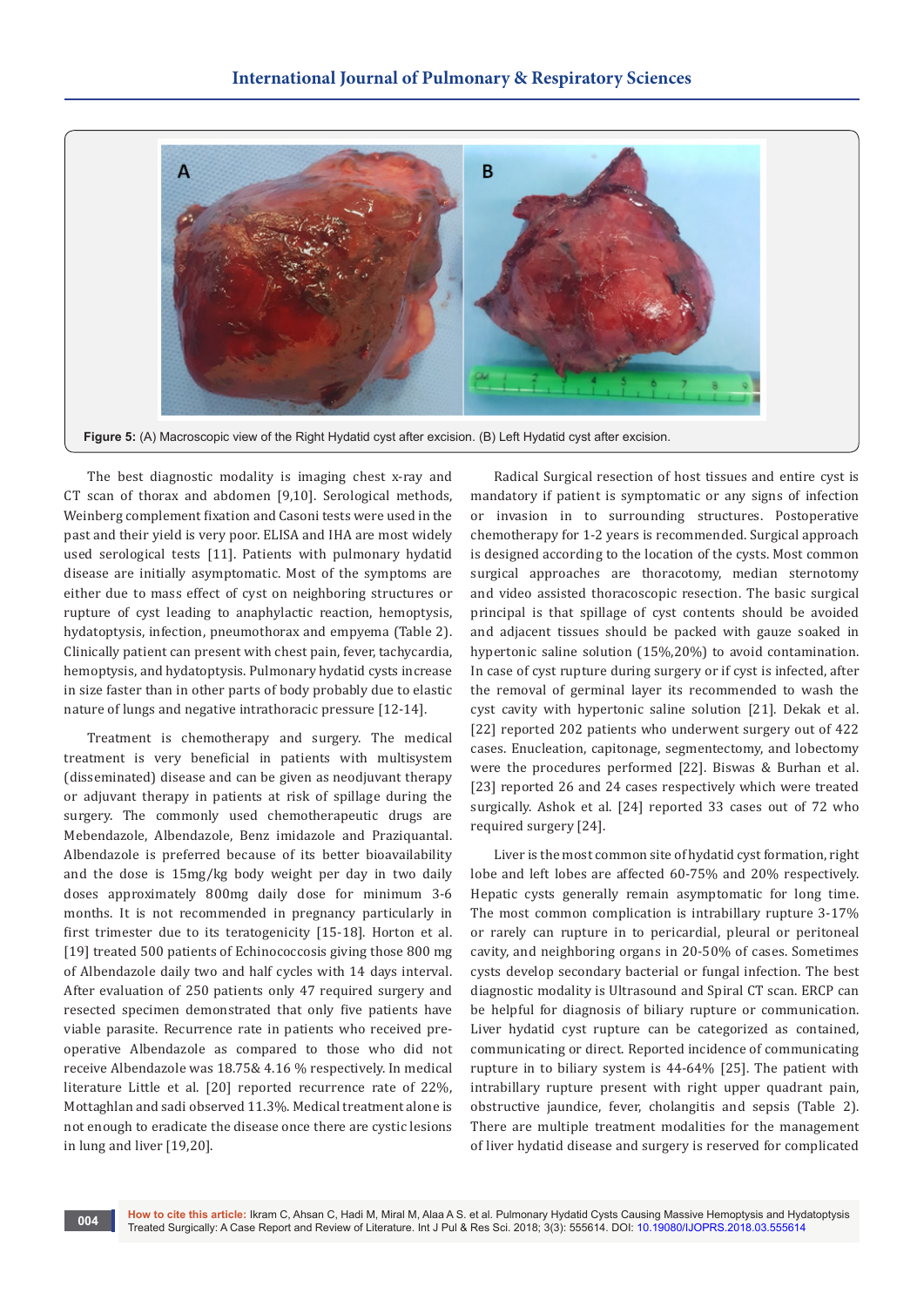Figure 5: (A) Macroscopic view of the Right Hydatid cyst after excision. (B) Left Hydatid cyst after excision.

The best diagnostic modality is imaging chest x-ray and CT scan of thorax and abdomen [9,10]. Serological methods, Weinberg complement fixation and Casoni tests were used in the past and their yield is very poor. ELISA and IHA are most widely used serological tests [11]. Patients with pulmonary hydatid disease are initially asymptomatic. Most of the symptoms are either due to mass effect of cyst on neighboring structures or rupture of cyst leading to anaphylactic reaction, hemoptysis, hydatoptysis, infection, pneumothorax and empyema (Table 2). Clinically patient can present with chest pain, fever, tachycardia, hemoptysis, and hydatoptysis. Pulmonary hydatid cysts increase in size faster than in other parts of body probably due to elastic nature of lungs and negative intrathoracic pressure [12-14].

Treatment is chemotherapy and surgery. The medical treatment is very beneficial in patients with multisystem (disseminated) disease and can be given as neodjuvant therapy or adjuvant therapy in patients at risk of spillage during the surgery. The commonly used chemotherapeutic drugs are Mebendazole, Albendazole, Benz imidazole and Praziquantal. Albendazole is preferred because of its better bioavailability and the dose is 15mg/kg body weight per day in two daily doses approximately 800mg daily dose for minimum 3-6 months. It is not recommended in pregnancy particularly in first trimester due to its teratogenicity [15-18]. Horton et al. [19] treated 500 patients of Echinococcosis giving those 800 mg of Albendazole daily two and half cycles with 14 days interval. After evaluation of 250 patients only 47 required surgery and resected specimen demonstrated that only five patients have viable parasite. Recurrence rate in patients who received pre-operative Albendazole as compared to those who did not receive Albendazole was 18.75& 4.16 % respectively. In medical literature Little et al. [20] reported recurrence rate of 22%, Mottaghlan and sadi observed 11.3%. Medical treatment alone is not enough to eradicate the disease once there are cystic lesions in lung and liver [19,20].

Radical Surgical resection of host tissues and entire cyst is mandatory if patient is symptomatic or any signs of infection or invasion in to surrounding structures. Postoperative chemotherapy for 1-2 years is recommended. Surgical approach is designed according to the location of the cysts. Most common surgical approaches are thoracotomy, median sternotomy and video assisted thoracoscopic resection. The basic surgical principal is that spillage of cyst contents should be avoided and adjacent tissues should be packed with gauze soaked in hypertonic saline solution (15%,20%) to avoid contamination. In case of cyst rupture during surgery or if cyst is infected, after the removal of germinal layer its recommended to wash the cyst cavity with hypertonic saline solution [21]. Dekak et al. [22] reported 202 patients who underwent surgery out of 422 cases. Enucleation, capitonage, segmentectomy, and lobectomy were the procedures performed [22]. Biswas & Burhan et al. [23] reported 26 and 24 cases respectively which were treated surgically. Ashok et al. [24] reported 33 cases out of 72 who required surgery [24].

Liver is the most common site of hydatid cyst formation, right lobe and left lobes are affected 60-75% and 20% respectively. Hepatic cysts generally remain asymptomatic for long time. The most common complication is intrabillary rupture 3-17% or rarely can rupture in to pericardial, pleural or peritoneal cavity, and neighboring organs in 20-50% of cases. Sometimes cysts develop secondary bacterial or fungal infection. The best diagnostic modality is Ultrasound and Spiral CT scan. ERCP can be helpful for diagnosis of biliary rupture or communication. Liver hydatid cyst rupture can be categorized as contained, communicating or direct. Reported incidence of communicating rupture in to biliary system is 44-64% [25]. The patient with intrabillary rupture present with right upper quadrant pain, obstructive jaundice, fever, cholangitis and sepsis (Table 2). There are multiple treatment modalities for the management of liver hydatid disease and surgery is reserved for complicated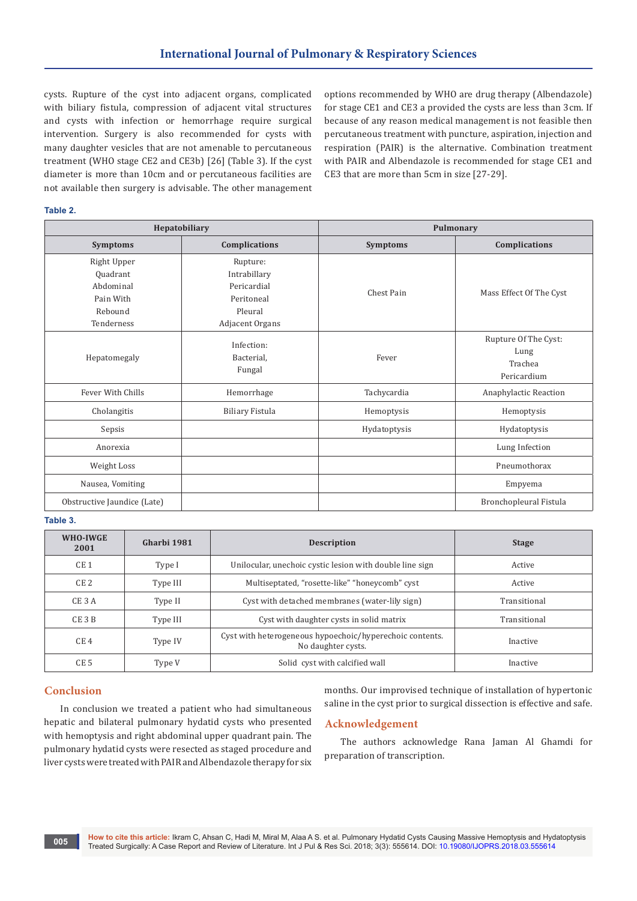cysts. Rupture of the cyst into adjacent organs, complicated with biliary fistula, compression of adjacent vital structures and cysts with infection or hemorrhage require surgical intervention. Surgery is also recommended for cysts with many daughter vesicles that are not amenable to percutaneous treatment (WHO stage CE2 and CE3b) [26] (Table 3). If the cyst diameter is more than 10cm and or percutaneous facilities are not available then surgery is advisable. The other management options recommended by WHO are drug therapy (Albendazole) for stage CE1 and CE3 a provided the cysts are less than 3cm. If because of any reason medical management is not feasible then percutaneous treatment with puncture, aspiration, injection and respiration (PAIR) is the alternative. Combination treatment with PAIR and Albendazole is recommended for stage CE1 and CE3 that are more than 5cm in size [27-29].

**Table 2.**

| Hepatobiliary | | Pulmonary | |
|---|---|---|---|
| **Symptoms** | **Complications** | **Symptoms** | **Complications** |
| Right Upper Quadrant Abdominal Pain With Rebound Tenderness | Rupture: Intrabillary Pericardial Peritoneal Pleural Adjacent Organs | Chest Pain | Mass Effect Of The Cyst |
| Hepatomegaly | Infection: Bacterial, Fungal | Fever | Rupture Of The Cyst: Lung Trachea Pericardium |
| Fever With Chills | Hemorrhage | Tachycardia | Anaphylactic Reaction |
| Cholangitis | Biliary Fistula | Hemoptysis | Hemoptysis |
| Sepsis | | Hydatoptysis | Hydatoptysis |
| Anorexia | | | Lung Infection |
| Weight Loss | | | Pneumothorax |
| Nausea, Vomiting | | | Empyema |
| Obstructive Jaundice (Late) | | | Bronchopleural Fistula |

**Table 3.**

| WHO-IWGE 2001 | Gharbi 1981 | Description | Stage |
|---|---|---|---|
| CE 1 | Type I | Unilocular, unechoic cystic lesion with double line sign | Active |
| CE 2 | Type III | Multiseptated, "rosette-like" "honeycomb" cyst | Active |
| CE 3 A | Type II | Cyst with detached membranes (water-lily sign) | Transitional |
| CE 3 B | Type III | Cyst with daughter cysts in solid matrix | Transitional |
| CE 4 | Type IV | Cyst with heterogeneous hypoechoic/hyperechoic contents. No daughter cysts. | Inactive |
| CE 5 | Type V | Solid cyst with calcified wall | Inactive |

## Conclusion

In conclusion we treated a patient who had simultaneous hepatic and bilateral pulmonary hydatid cysts who presented with hemoptysis and right abdominal upper quadrant pain. The pulmonary hydatid cysts were resected as staged procedure and liver cysts were treated with PAIR and Albendazole therapy for six months. Our improvised technique of installation of hypertonic saline in the cyst prior to surgical dissection is effective and safe.

## Acknowledgement

The authors acknowledge Rana Jaman Al Ghamdi for preparation of transcription.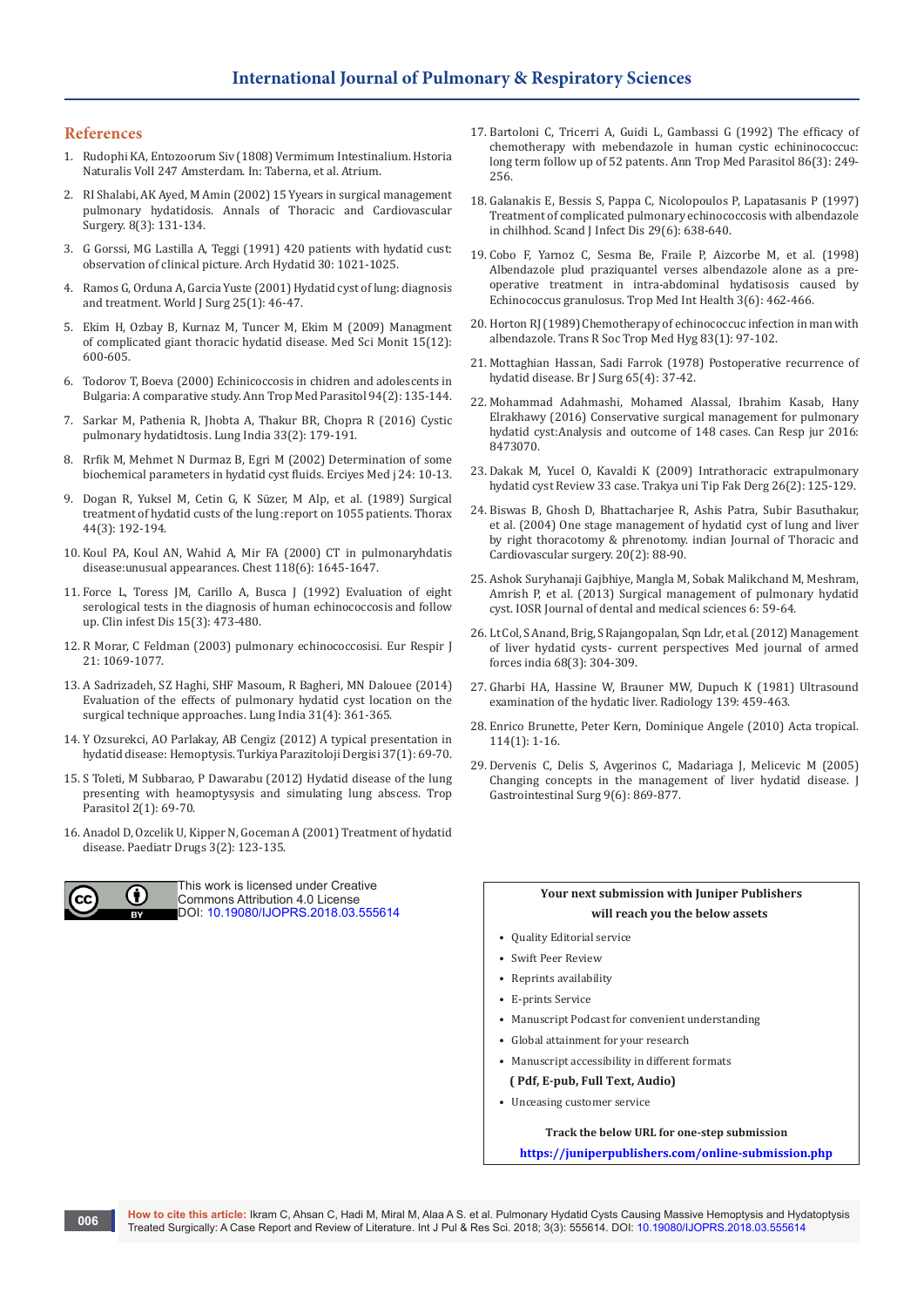## References

1. Rudophi KA, Entozoorum Siv (1808) Vermimum Intestinalium. Hstoria Naturalis Voll 247 Amsterdam. In: Taberna, et al. Atrium.
2. RI Shalabi, AK Ayed, M Amin (2002) 15 Yyears in surgical management pulmonary hydatidosis. Annals of Thoracic and Cardiovascular Surgery. 8(3): 131-134.
3. G Gorssi, MG Lastilla A, Teggi (1991) 420 patients with hydatid cust: observation of clinical picture. Arch Hydatid 30: 1021-1025.
4. Ramos G, Orduna A, Garcia Yuste (2001) Hydatid cyst of lung: diagnosis and treatment. World J Surg 25(1): 46-47.
5. Ekim H, Ozbay B, Kurnaz M, Tuncer M, Ekim M (2009) Managment of complicated giant thoracic hydatid disease. Med Sci Monit 15(12): 600-605.
6. Todorov T, Boeva (2000) Echinicoccosis in chidren and adolescents in Bulgaria: A comparative study. Ann Trop Med Parasitol 94(2): 135-144.
7. Sarkar M, Pathenia R, Jhobta A, Thakur BR, Chopra R (2016) Cystic pulmonary hydatidtosis. Lung India 33(2): 179-191.
8. Rrfik M, Mehmet N Durmaz B, Egri M (2002) Determination of some biochemical parameters in hydatid cyst fluids. Erciyes Med j 24: 10-13.
9. Dogan R, Yuksel M, Cetin G, K Süzer, M Alp, et al. (1989) Surgical treatment of hydatid custs of the lung :report on 1055 patients. Thorax 44(3): 192-194.
10. Koul PA, Koul AN, Wahid A, Mir FA (2000) CT in pulmonaryhdatis disease:unusual appearances. Chest 118(6): 1645-1647.
11. Force L, Toress JM, Carillo A, Busca J (1992) Evaluation of eight serological tests in the diagnosis of human echinococcosis and follow up. Clin infest Dis 15(3): 473-480.
12. R Morar, C Feldman (2003) pulmonary echinococcosisi. Eur Respir J 21: 1069-1077.
13. A Sadrizadeh, SZ Haghi, SHF Masoum, R Bagheri, MN Dalouee (2014) Evaluation of the effects of pulmonary hydatid cyst location on the surgical technique approaches. Lung India 31(4): 361-365.
14. Y Ozsurekci, AO Parlakay, AB Cengiz (2012) A typical presentation in hydatid disease: Hemoptysis. Turkiya Parazitoloji Dergisi 37(1): 69-70.
15. S Toleti, M Subbarao, P Dawarabu (2012) Hydatid disease of the lung presenting with heamoptysysis and simulating lung abscess. Trop Parasitol 2(1): 69-70.
16. Anadol D, Ozcelik U, Kipper N, Goceman A (2001) Treatment of hydatid disease. Paediatr Drugs 3(2): 123-135.
17. Bartoloni C, Tricerri A, Guidi L, Gambassi G (1992) The efficacy of chemotherapy with mebendazole in human cystic echininococcuc: long term follow up of 52 patents. Ann Trop Med Parasitol 86(3): 249-256.
18. Galanakis E, Bessis S, Pappa C, Nicolopoulos P, Lapatasanis P (1997) Treatment of complicated pulmonary echinococcosis with albendazole in chilhhod. Scand J Infect Dis 29(6): 638-640.
19. Cobo F, Yarnoz C, Sesma Be, Fraile P, Aizcorbe M, et al. (1998) Albendazole plud praziquantel verses albendazole alone as a pre-operative treatment in intra-abdominal hydatisosis caused by Echinococcus granulosus. Trop Med Int Health 3(6): 462-466.
20. Horton RJ (1989) Chemotherapy of echinococcuc infection in man with albendazole. Trans R Soc Trop Med Hyg 83(1): 97-102.
21. Mottaghian Hassan, Sadi Farrok (1978) Postoperative recurrence of hydatid disease. Br J Surg 65(4): 37-42.
22. Mohammad Adahmashi, Mohamed Alassal, Ibrahim Kasab, Hany Elrakhawy (2016) Conservative surgical management for pulmonary hydatid cyst:Analysis and outcome of 148 cases. Can Resp jur 2016: 8473070.
23. Dakak M, Yucel O, Kavaldi K (2009) Intrathoracic extrapulmonary hydatid cyst Review 33 case. Trakya uni Tip Fak Derg 26(2): 125-129.
24. Biswas B, Ghosh D, Bhattacharjee R, Ashis Patra, Subir Basuthakur, et al. (2004) One stage management of hydatid cyst of lung and liver by right thoracotomy & phrenotomy. indian Journal of Thoracic and Cardiovascular surgery. 20(2): 88-90.
25. Ashok Suryahanaji Gajbhiye, Mangla M, Sobak Malikchand M, Meshram, Amrish P, et al. (2013) Surgical management of pulmonary hydatid cyst. IOSR Journal of dental and medical sciences 6: 59-64.
26. Lt Col, S Anand, Brig, S Rajangopalan, Sqn Ldr, et al. (2012) Management of liver hydatid cysts- current perspectives Med journal of armed forces india 68(3): 304-309.
27. Gharbi HA, Hassine W, Brauner MW, Dupuch K (1981) Ultrasound examination of the hydatic liver. Radiology 139: 459-463.
28. Enrico Brunette, Peter Kern, Dominique Angele (2010) Acta tropical. 114(1): 1-16.
29. Dervenis C, Delis S, Avgerinos C, Madariaga J, Melicevic M (2005) Changing concepts in the management of liver hydatid disease. J Gastrointestinal Surg 9(6): 869-877.

This work is licensed under Creative Commons Attribution 4.0 License
DOI: 10.19080/IJOPRS.2018.03.555614

**Your next submission with Juniper Publishers will reach you the below assets**

- Quality Editorial service
- Swift Peer Review
- Reprints availability
- E-prints Service
- Manuscript Podcast for convenient understanding
- Global attainment for your research
- Manuscript accessibility in different formats

  **( Pdf, E-pub, Full Text, Audio)**
- Unceasing customer service

**Track the below URL for one-step submission**

**https://juniperpublishers.com/online-submission.php**

**How to cite this article:** Ikram C, Ahsan C, Hadi M, Miral M, Alaa A S. et al. Pulmonary Hydatid Cysts Causing Massive Hemoptysis and Hydatoptysis Treated Surgically: A Case Report and Review of Literature. Int J Pul & Res Sci. 2018; 3(3): 555614. DOI: 10.19080/IJOPRS.2018.03.555614